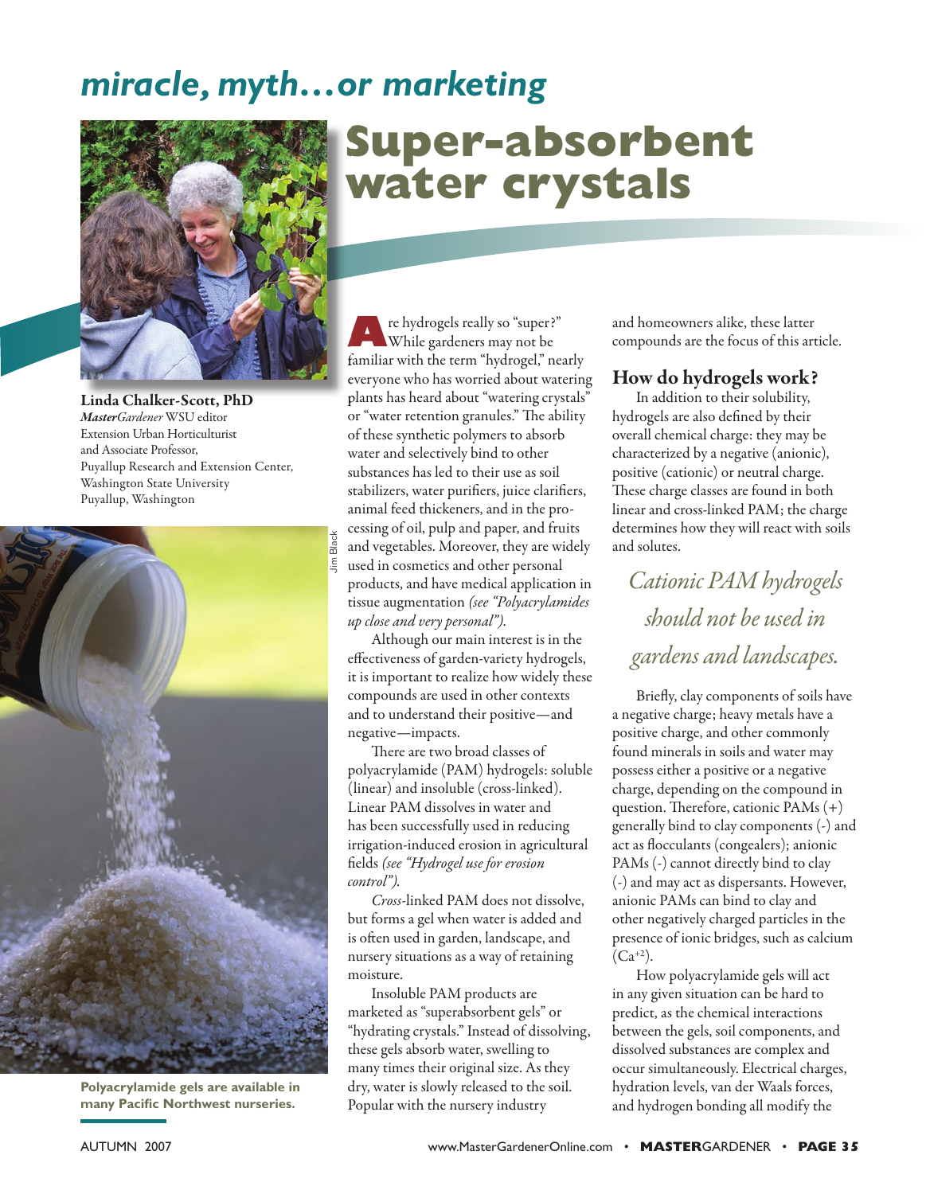# miracle, myth…or marketing

# Super-absorbent water crystals

**Linda Chalker-Scott, PhD**
*MasterGardener* WSU editor
Extension Urban Horticulturist
and Associate Professor,
Puyallup Research and Extension Center,
Washington State University
Puyallup, Washington

Jim Black

**Polyacrylamide gels are available in many Pacific Northwest nurseries.**

Are hydrogels really so "super?" While gardeners may not be familiar with the term "hydrogel," nearly everyone who has worried about watering plants has heard about "watering crystals" or "water retention granules." The ability of these synthetic polymers to absorb water and selectively bind to other substances has led to their use as soil stabilizers, water purifiers, juice clarifiers, animal feed thickeners, and in the processing of oil, pulp and paper, and fruits and vegetables. Moreover, they are widely used in cosmetics and other personal products, and have medical application in tissue augmentation *(see "Polyacrylamides up close and very personal").*

Although our main interest is in the effectiveness of garden-variety hydrogels, it is important to realize how widely these compounds are used in other contexts and to understand their positive—and negative—impacts.

There are two broad classes of polyacrylamide (PAM) hydrogels: soluble (linear) and insoluble (cross-linked). Linear PAM dissolves in water and has been successfully used in reducing irrigation-induced erosion in agricultural fields *(see "Hydrogel use for erosion control").*

*Cross*-linked PAM does not dissolve, but forms a gel when water is added and is often used in garden, landscape, and nursery situations as a way of retaining moisture.

Insoluble PAM products are marketed as "superabsorbent gels" or "hydrating crystals." Instead of dissolving, these gels absorb water, swelling to many times their original size. As they dry, water is slowly released to the soil. Popular with the nursery industry and homeowners alike, these latter compounds are the focus of this article.

## How do hydrogels work?

In addition to their solubility, hydrogels are also defined by their overall chemical charge: they may be characterized by a negative (anionic), positive (cationic) or neutral charge. These charge classes are found in both linear and cross-linked PAM; the charge determines how they will react with soils and solutes.

*Cationic PAM hydrogels should not be used in gardens and landscapes.*

Briefly, clay components of soils have a negative charge; heavy metals have a positive charge, and other commonly found minerals in soils and water may possess either a positive or a negative charge, depending on the compound in question. Therefore, cationic PAMs (+) generally bind to clay components (-) and act as flocculants (congealers); anionic PAMs (-) cannot directly bind to clay (-) and may act as dispersants. However, anionic PAMs can bind to clay and other negatively charged particles in the presence of ionic bridges, such as calcium ($Ca^{+2}$).

How polyacrylamide gels will act in any given situation can be hard to predict, as the chemical interactions between the gels, soil components, and dissolved substances are complex and occur simultaneously. Electrical charges, hydration levels, van der Waals forces, and hydrogen bonding all modify the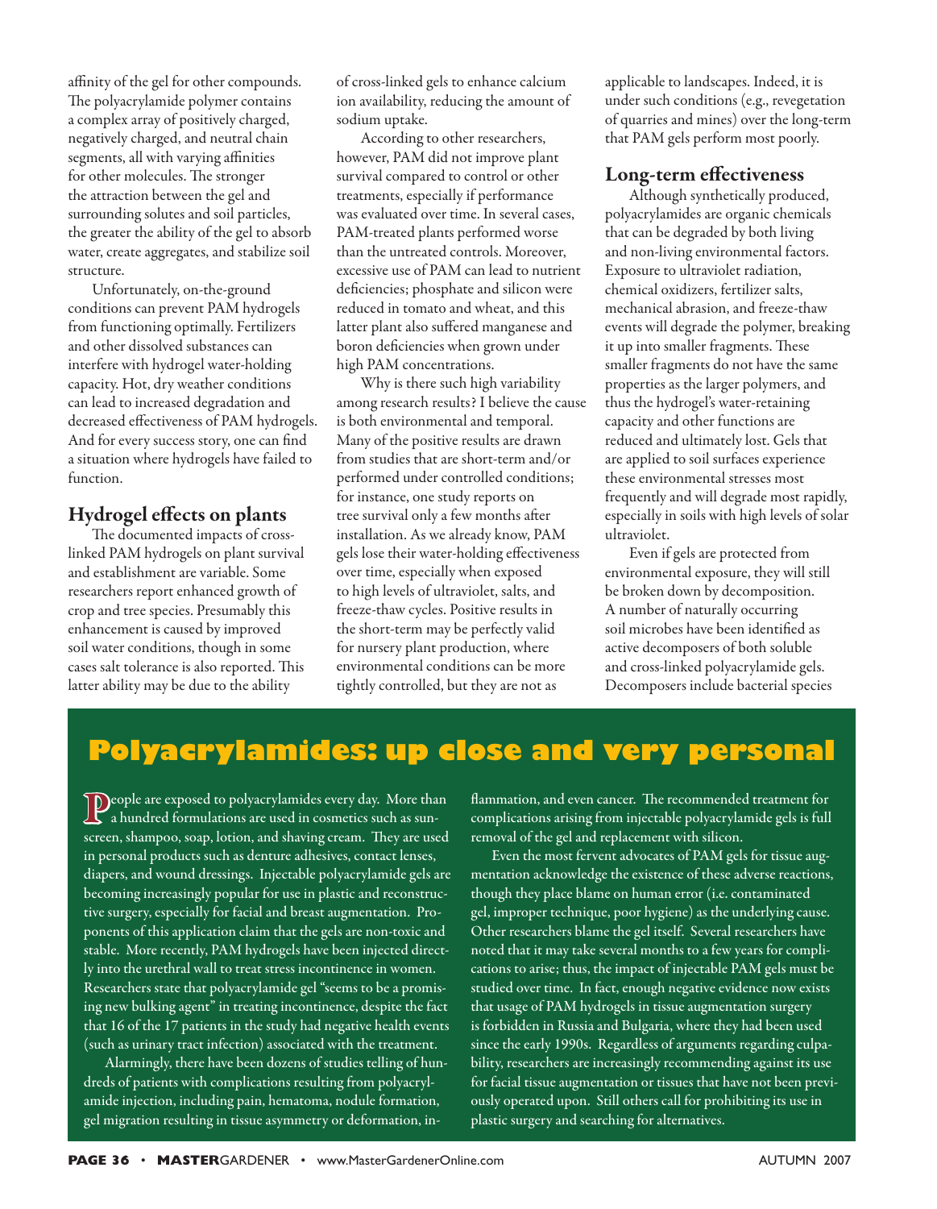affinity of the gel for other compounds. The polyacrylamide polymer contains a complex array of positively charged, negatively charged, and neutral chain segments, all with varying affinities for other molecules. The stronger the attraction between the gel and surrounding solutes and soil particles, the greater the ability of the gel to absorb water, create aggregates, and stabilize soil structure.

Unfortunately, on-the-ground conditions can prevent PAM hydrogels from functioning optimally. Fertilizers and other dissolved substances can interfere with hydrogel water-holding capacity. Hot, dry weather conditions can lead to increased degradation and decreased effectiveness of PAM hydrogels. And for every success story, one can find a situation where hydrogels have failed to function.

## Hydrogel effects on plants

The documented impacts of cross-linked PAM hydrogels on plant survival and establishment are variable. Some researchers report enhanced growth of crop and tree species. Presumably this enhancement is caused by improved soil water conditions, though in some cases salt tolerance is also reported. This latter ability may be due to the ability of cross-linked gels to enhance calcium ion availability, reducing the amount of sodium uptake.

According to other researchers, however, PAM did not improve plant survival compared to control or other treatments, especially if performance was evaluated over time. In several cases, PAM-treated plants performed worse than the untreated controls. Moreover, excessive use of PAM can lead to nutrient deficiencies; phosphate and silicon were reduced in tomato and wheat, and this latter plant also suffered manganese and boron deficiencies when grown under high PAM concentrations.

Why is there such high variability among research results? I believe the cause is both environmental and temporal. Many of the positive results are drawn from studies that are short-term and/or performed under controlled conditions; for instance, one study reports on tree survival only a few months after installation. As we already know, PAM gels lose their water-holding effectiveness over time, especially when exposed to high levels of ultraviolet, salts, and freeze-thaw cycles. Positive results in the short-term may be perfectly valid for nursery plant production, where environmental conditions can be more tightly controlled, but they are not as applicable to landscapes. Indeed, it is under such conditions (e.g., revegetation of quarries and mines) over the long-term that PAM gels perform most poorly.

## Long-term effectiveness

Although synthetically produced, polyacrylamides are organic chemicals that can be degraded by both living and non-living environmental factors. Exposure to ultraviolet radiation, chemical oxidizers, fertilizer salts, mechanical abrasion, and freeze-thaw events will degrade the polymer, breaking it up into smaller fragments. These smaller fragments do not have the same properties as the larger polymers, and thus the hydrogel's water-retaining capacity and other functions are reduced and ultimately lost. Gels that are applied to soil surfaces experience these environmental stresses most frequently and will degrade most rapidly, especially in soils with high levels of solar ultraviolet.

Even if gels are protected from environmental exposure, they will still be broken down by decomposition. A number of naturally occurring soil microbes have been identified as active decomposers of both soluble and cross-linked polyacrylamide gels. Decomposers include bacterial species

## Polyacrylamides: up close and very personal

People are exposed to polyacrylamides every day. More than a hundred formulations are used in cosmetics such as sunscreen, shampoo, soap, lotion, and shaving cream. They are used in personal products such as denture adhesives, contact lenses, diapers, and wound dressings. Injectable polyacrylamide gels are becoming increasingly popular for use in plastic and reconstructive surgery, especially for facial and breast augmentation. Proponents of this application claim that the gels are non-toxic and stable. More recently, PAM hydrogels have been injected directly into the urethral wall to treat stress incontinence in women. Researchers state that polyacrylamide gel "seems to be a promising new bulking agent" in treating incontinence, despite the fact that 16 of the 17 patients in the study had negative health events (such as urinary tract infection) associated with the treatment.

Alarmingly, there have been dozens of studies telling of hundreds of patients with complications resulting from polyacrylamide injection, including pain, hematoma, nodule formation, gel migration resulting in tissue asymmetry or deformation, inflammation, and even cancer. The recommended treatment for complications arising from injectable polyacrylamide gels is full removal of the gel and replacement with silicon.

Even the most fervent advocates of PAM gels for tissue augmentation acknowledge the existence of these adverse reactions, though they place blame on human error (i.e. contaminated gel, improper technique, poor hygiene) as the underlying cause. Other researchers blame the gel itself. Several researchers have noted that it may take several months to a few years for complications to arise; thus, the impact of injectable PAM gels must be studied over time. In fact, enough negative evidence now exists that usage of PAM hydrogels in tissue augmentation surgery is forbidden in Russia and Bulgaria, where they had been used since the early 1990s. Regardless of arguments regarding culpability, researchers are increasingly recommending against its use for facial tissue augmentation or tissues that have not been previously operated upon. Still others call for prohibiting its use in plastic surgery and searching for alternatives.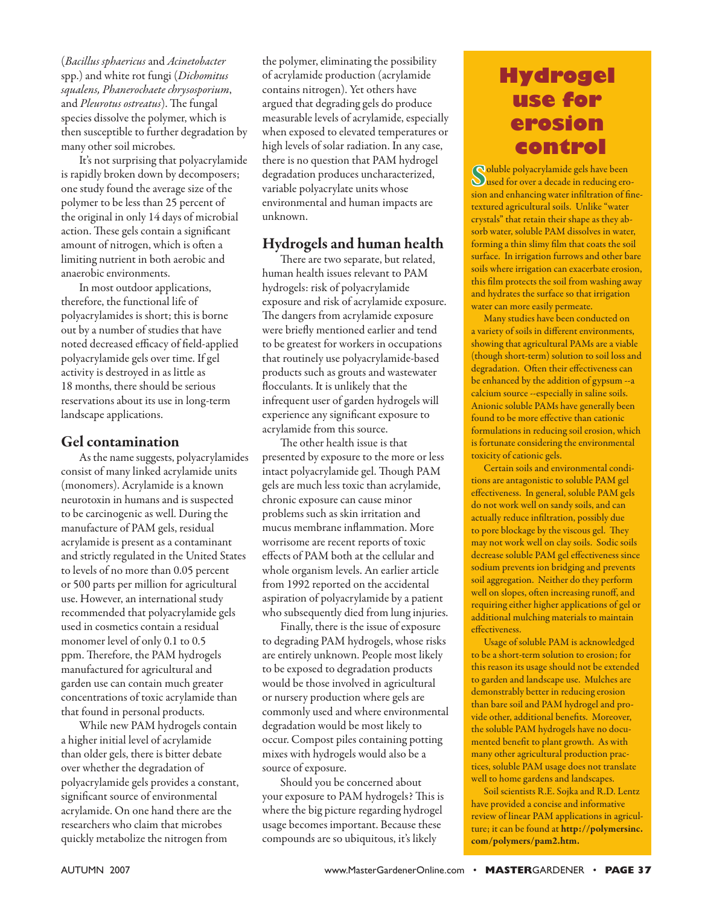(*Bacillus sphaericus* and *Acinetobacter* spp.) and white rot fungi (*Dichomitus squalens, Phanerochaete chrysosporium*, and *Pleurotus ostreatus*). The fungal species dissolve the polymer, which is then susceptible to further degradation by many other soil microbes.

It's not surprising that polyacrylamide is rapidly broken down by decomposers; one study found the average size of the polymer to be less than 25 percent of the original in only 14 days of microbial action. These gels contain a significant amount of nitrogen, which is often a limiting nutrient in both aerobic and anaerobic environments.

In most outdoor applications, therefore, the functional life of polyacrylamides is short; this is borne out by a number of studies that have noted decreased efficacy of field-applied polyacrylamide gels over time. If gel activity is destroyed in as little as 18 months, there should be serious reservations about its use in long-term landscape applications.

## Gel contamination

As the name suggests, polyacrylamides consist of many linked acrylamide units (monomers). Acrylamide is a known neurotoxin in humans and is suspected to be carcinogenic as well. During the manufacture of PAM gels, residual acrylamide is present as a contaminant and strictly regulated in the United States to levels of no more than 0.05 percent or 500 parts per million for agricultural use. However, an international study recommended that polyacrylamide gels used in cosmetics contain a residual monomer level of only 0.1 to 0.5 ppm. Therefore, the PAM hydrogels manufactured for agricultural and garden use can contain much greater concentrations of toxic acrylamide than that found in personal products.

While new PAM hydrogels contain a higher initial level of acrylamide than older gels, there is bitter debate over whether the degradation of polyacrylamide gels provides a constant, significant source of environmental acrylamide. On one hand there are the researchers who claim that microbes quickly metabolize the nitrogen from the polymer, eliminating the possibility of acrylamide production (acrylamide contains nitrogen). Yet others have argued that degrading gels do produce measurable levels of acrylamide, especially when exposed to elevated temperatures or high levels of solar radiation. In any case, there is no question that PAM hydrogel degradation produces uncharacterized, variable polyacrylate units whose environmental and human impacts are unknown.

## Hydrogels and human health

There are two separate, but related, human health issues relevant to PAM hydrogels: risk of polyacrylamide exposure and risk of acrylamide exposure. The dangers from acrylamide exposure were briefly mentioned earlier and tend to be greatest for workers in occupations that routinely use polyacrylamide-based products such as grouts and wastewater flocculants. It is unlikely that the infrequent user of garden hydrogels will experience any significant exposure to acrylamide from this source.

The other health issue is that presented by exposure to the more or less intact polyacrylamide gel. Though PAM gels are much less toxic than acrylamide, chronic exposure can cause minor problems such as skin irritation and mucus membrane inflammation. More worrisome are recent reports of toxic effects of PAM both at the cellular and whole organism levels. An earlier article from 1992 reported on the accidental aspiration of polyacrylamide by a patient who subsequently died from lung injuries.

Finally, there is the issue of exposure to degrading PAM hydrogels, whose risks are entirely unknown. People most likely to be exposed to degradation products would be those involved in agricultural or nursery production where gels are commonly used and where environmental degradation would be most likely to occur. Compost piles containing potting mixes with hydrogels would also be a source of exposure.

Should you be concerned about your exposure to PAM hydrogels? This is where the big picture regarding hydrogel usage becomes important. Because these compounds are so ubiquitous, it's likely

## Hydrogel use for erosion control

Soluble polyacrylamide gels have been used for over a decade in reducing erosion and enhancing water infiltration of fine-textured agricultural soils. Unlike "water crystals" that retain their shape as they absorb water, soluble PAM dissolves in water, forming a thin slimy film that coats the soil surface. In irrigation furrows and other bare soils where irrigation can exacerbate erosion, this film protects the soil from washing away and hydrates the surface so that irrigation water can more easily permeate.

Many studies have been conducted on a variety of soils in different environments, showing that agricultural PAMs are a viable (though short-term) solution to soil loss and degradation. Often their effectiveness can be enhanced by the addition of gypsum --a calcium source --especially in saline soils. Anionic soluble PAMs have generally been found to be more effective than cationic formulations in reducing soil erosion, which is fortunate considering the environmental toxicity of cationic gels.

Certain soils and environmental conditions are antagonistic to soluble PAM gel effectiveness. In general, soluble PAM gels do not work well on sandy soils, and can actually reduce infiltration, possibly due to pore blockage by the viscous gel. They may not work well on clay soils. Sodic soils decrease soluble PAM gel effectiveness since sodium prevents ion bridging and prevents soil aggregation. Neither do they perform well on slopes, often increasing runoff, and requiring either higher applications of gel or additional mulching materials to maintain effectiveness.

Usage of soluble PAM is acknowledged to be a short-term solution to erosion; for this reason its usage should not be extended to garden and landscape use. Mulches are demonstrably better in reducing erosion than bare soil and PAM hydrogel and provide other, additional benefits. Moreover, the soluble PAM hydrogels have no documented benefit to plant growth. As with many other agricultural production practices, soluble PAM usage does not translate well to home gardens and landscapes.

Soil scientists R.E. Sojka and R.D. Lentz have provided a concise and informative review of linear PAM applications in agriculture; it can be found at **http://polymersinc.com/polymers/pam2.htm.**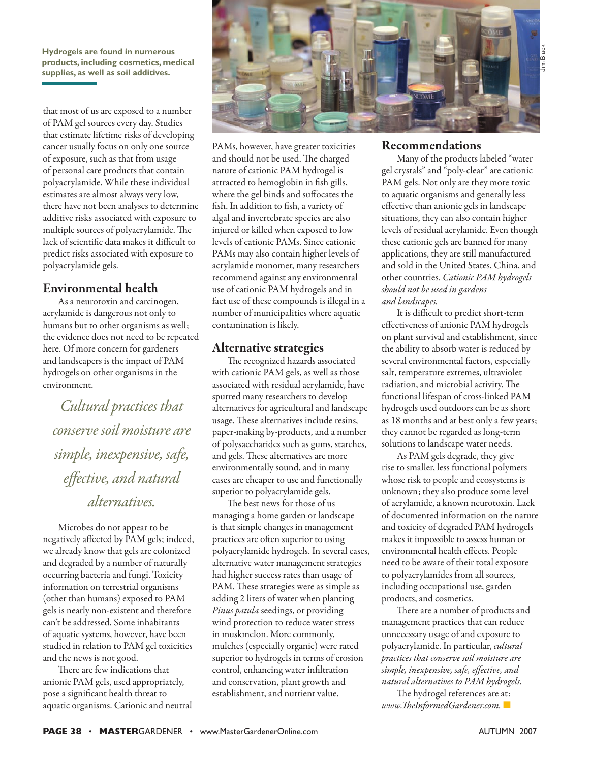**Hydrogels are found in numerous products, including cosmetics, medical supplies, as well as soil additives.**

that most of us are exposed to a number of PAM gel sources every day. Studies that estimate lifetime risks of developing cancer usually focus on only one source of exposure, such as that from usage of personal care products that contain polyacrylamide. While these individual estimates are almost always very low, there have not been analyses to determine additive risks associated with exposure to multiple sources of polyacrylamide. The lack of scientific data makes it difficult to predict risks associated with exposure to polyacrylamide gels.

## Environmental health

As a neurotoxin and carcinogen, acrylamide is dangerous not only to humans but to other organisms as well; the evidence does not need to be repeated here. Of more concern for gardeners and landscapers is the impact of PAM hydrogels on other organisms in the environment.

*Cultural practices that conserve soil moisture are simple, inexpensive, safe, effective, and natural alternatives.*

Microbes do not appear to be negatively affected by PAM gels; indeed, we already know that gels are colonized and degraded by a number of naturally occurring bacteria and fungi. Toxicity information on terrestrial organisms (other than humans) exposed to PAM gels is nearly non-existent and therefore can't be addressed. Some inhabitants of aquatic systems, however, have been studied in relation to PAM gel toxicities and the news is not good.

There are few indications that anionic PAM gels, used appropriately, pose a significant health threat to aquatic organisms. Cationic and neutral PAMs, however, have greater toxicities and should not be used. The charged nature of cationic PAM hydrogel is attracted to hemoglobin in fish gills, where the gel binds and suffocates the fish. In addition to fish, a variety of algal and invertebrate species are also injured or killed when exposed to low levels of cationic PAMs. Since cationic PAMs may also contain higher levels of acrylamide monomer, many researchers recommend against any environmental use of cationic PAM hydrogels and in fact use of these compounds is illegal in a number of municipalities where aquatic contamination is likely.

## Alternative strategies

The recognized hazards associated with cationic PAM gels, as well as those associated with residual acrylamide, have spurred many researchers to develop alternatives for agricultural and landscape usage. These alternatives include resins, paper-making by-products, and a number of polysaccharides such as gums, starches, and gels. These alternatives are more environmentally sound, and in many cases are cheaper to use and functionally superior to polyacrylamide gels.

The best news for those of us managing a home garden or landscape is that simple changes in management practices are often superior to using polyacrylamide hydrogels. In several cases, alternative water management strategies had higher success rates than usage of PAM. These strategies were as simple as adding 2 liters of water when planting *Pinus patula* seedings, or providing wind protection to reduce water stress in muskmelon. More commonly, mulches (especially organic) were rated superior to hydrogels in terms of erosion control, enhancing water infiltration and conservation, plant growth and establishment, and nutrient value.

## Recommendations

Many of the products labeled "water gel crystals" and "poly-clear" are cationic PAM gels. Not only are they more toxic to aquatic organisms and generally less effective than anionic gels in landscape situations, they can also contain higher levels of residual acrylamide. Even though these cationic gels are banned for many applications, they are still manufactured and sold in the United States, China, and other countries. *Cationic PAM hydrogels should not be used in gardens and landscapes.*

It is difficult to predict short-term effectiveness of anionic PAM hydrogels on plant survival and establishment, since the ability to absorb water is reduced by several environmental factors, especially salt, temperature extremes, ultraviolet radiation, and microbial activity. The functional lifespan of cross-linked PAM hydrogels used outdoors can be as short as 18 months and at best only a few years; they cannot be regarded as long-term solutions to landscape water needs.

As PAM gels degrade, they give rise to smaller, less functional polymers whose risk to people and ecosystems is unknown; they also produce some level of acrylamide, a known neurotoxin. Lack of documented information on the nature and toxicity of degraded PAM hydrogels makes it impossible to assess human or environmental health effects. People need to be aware of their total exposure to polyacrylamides from all sources, including occupational use, garden products, and cosmetics.

There are a number of products and management practices that can reduce unnecessary usage of and exposure to polyacrylamide. In particular, *cultural practices that conserve soil moisture are simple, inexpensive, safe, effective, and natural alternatives to PAM hydrogels.*

The hydrogel references are at: *www.TheInformedGardener.com.*